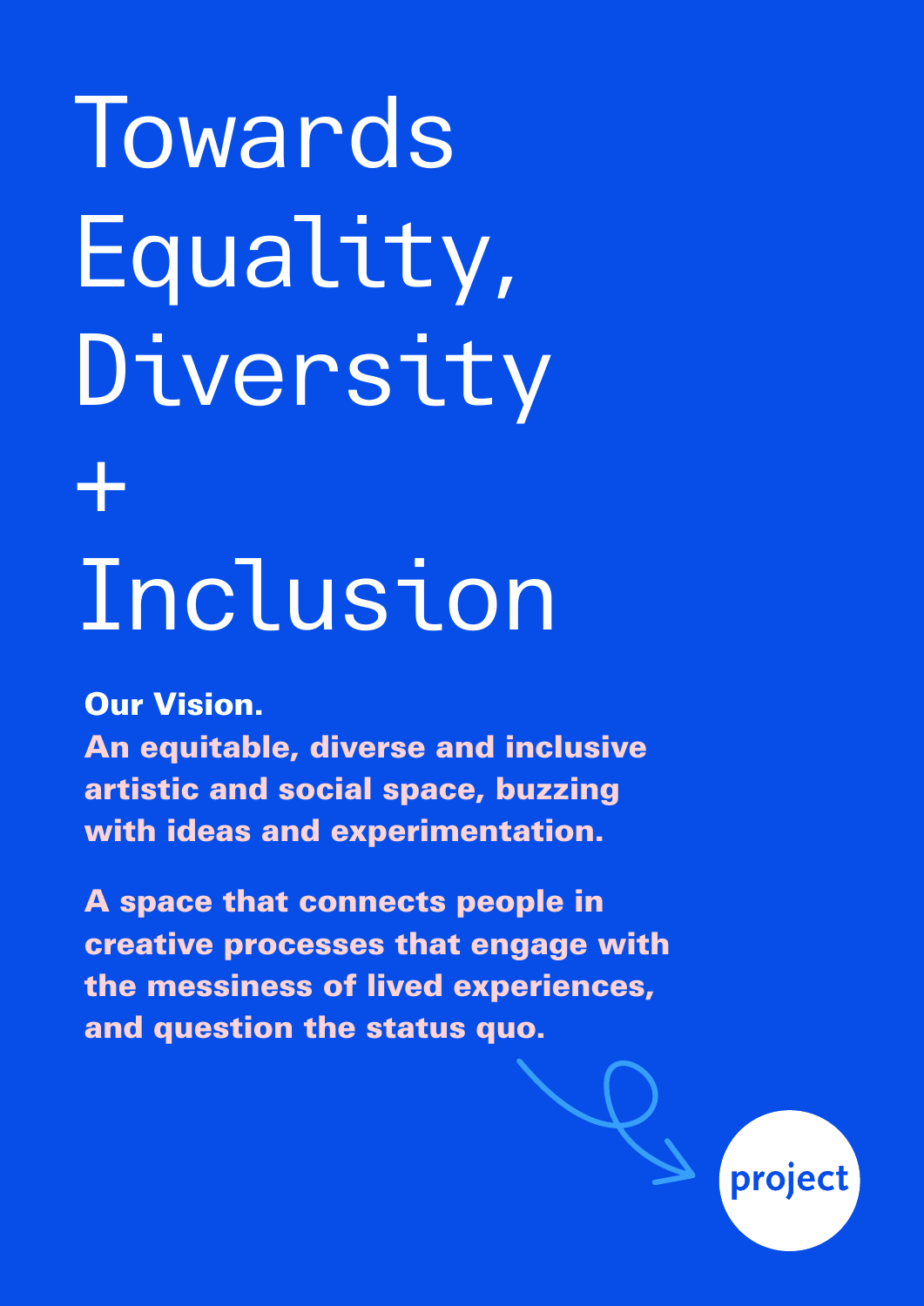# Towards Equality, Diversity + Inclusion

**Our Vision.**

**An equitable, diverse and inclusive artistic and social space, buzzing with ideas and experimentation.**

**A space that connects people in creative processes that engage with the messiness of lived experiences, and question the status quo.**

project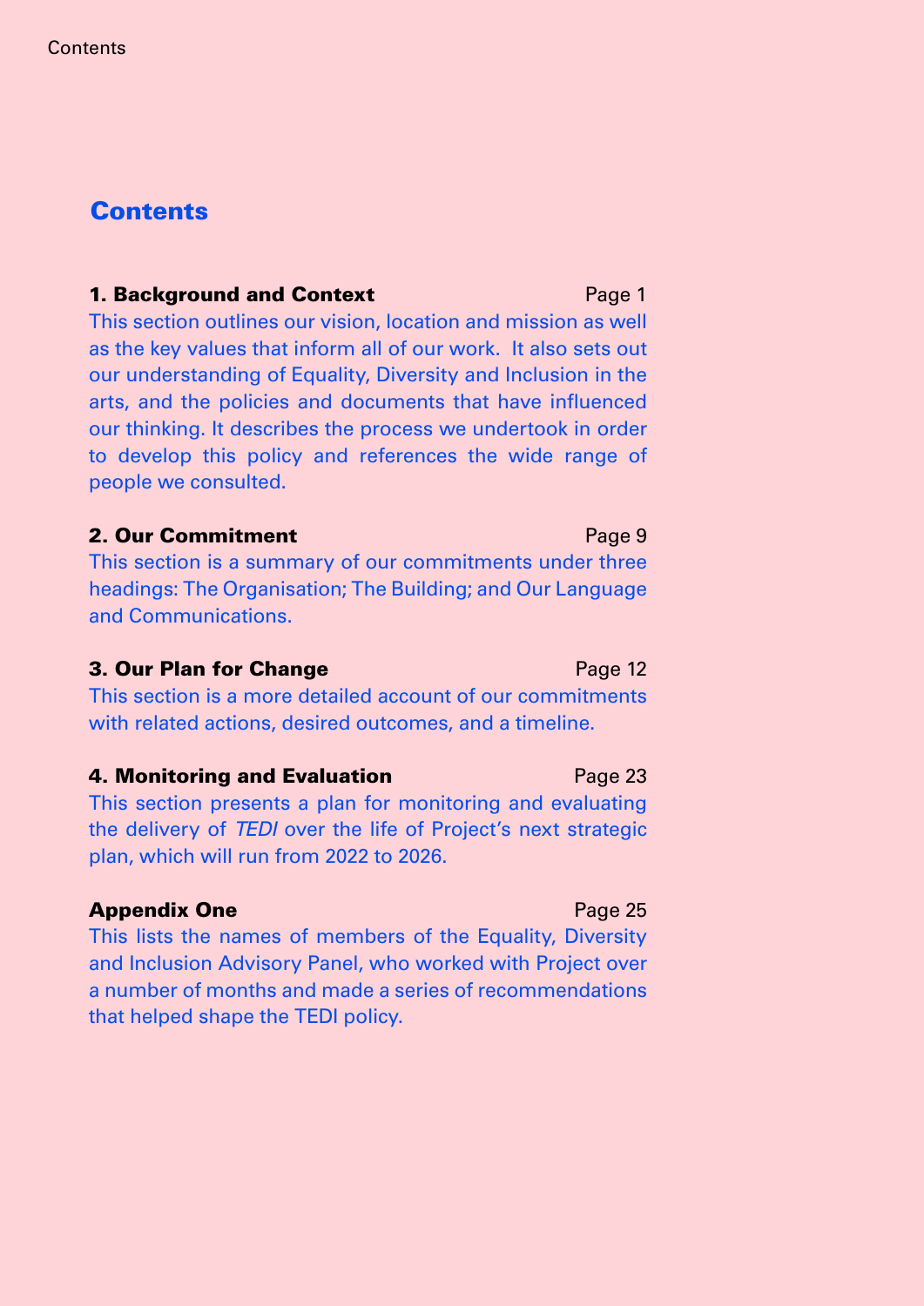# Contents

**1. Background and Context** Page 1

This section outlines our vision, location and mission as well as the key values that inform all of our work. It also sets out our understanding of Equality, Diversity and Inclusion in the arts, and the policies and documents that have influenced our thinking. It describes the process we undertook in order to develop this policy and references the wide range of people we consulted.

**2. Our Commitment** Page 9

This section is a summary of our commitments under three headings: The Organisation; The Building; and Our Language and Communications.

**3. Our Plan for Change** Page 12

This section is a more detailed account of our commitments with related actions, desired outcomes, and a timeline.

**4. Monitoring and Evaluation** Page 23

This section presents a plan for monitoring and evaluating the delivery of *TEDI* over the life of Project's next strategic plan, which will run from 2022 to 2026.

**Appendix One** Page 25

This lists the names of members of the Equality, Diversity and Inclusion Advisory Panel, who worked with Project over a number of months and made a series of recommendations that helped shape the TEDI policy.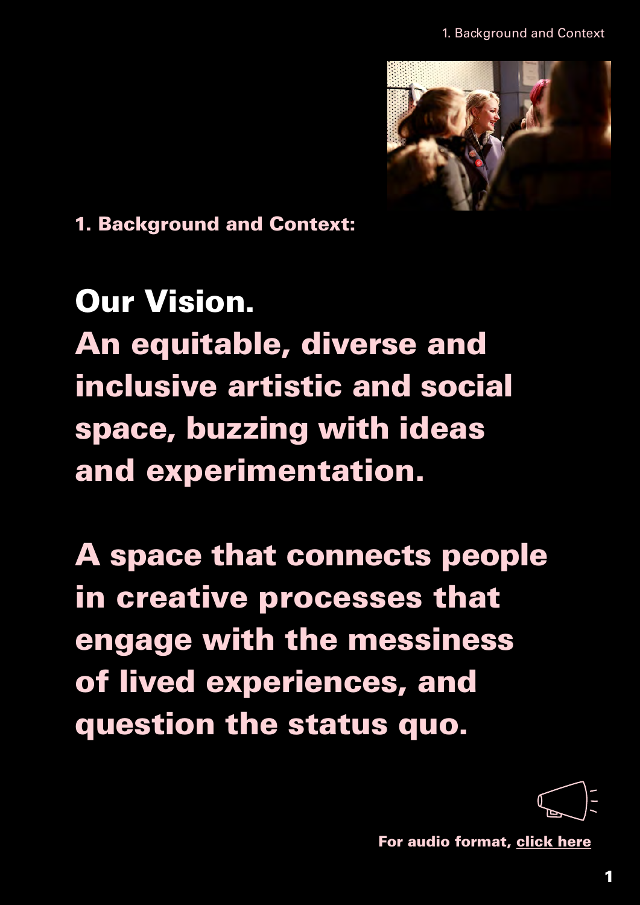## 1. Background and Context:

# Our Vision.

**An equitable, diverse and inclusive artistic and social space, buzzing with ideas and experimentation.**

**A space that connects people in creative processes that engage with the messiness of lived experiences, and question the status quo.**

**For audio format, click here**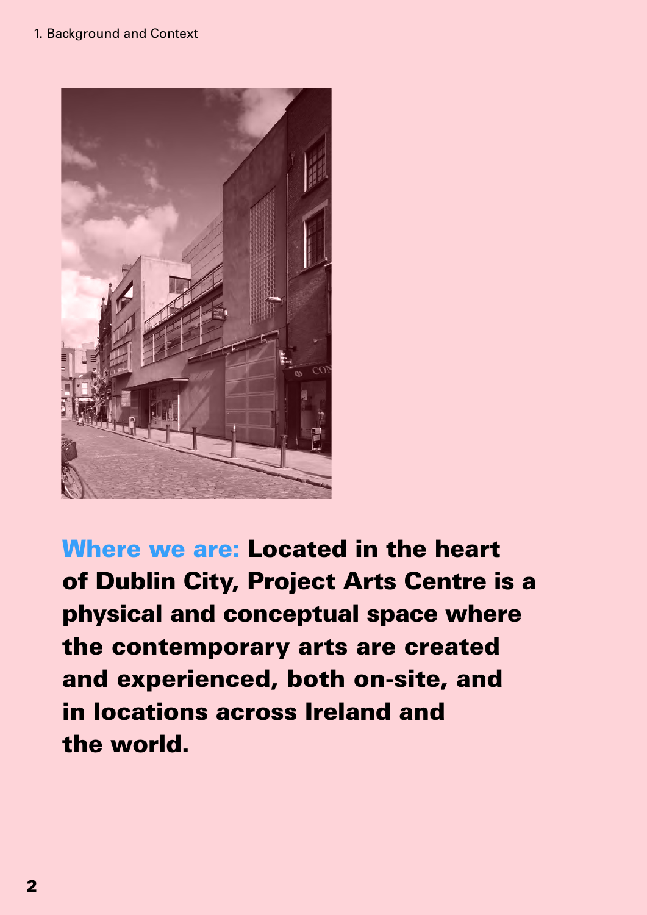**Where we are:** **Located in the heart of Dublin City, Project Arts Centre is a physical and conceptual space where the contemporary arts are created and experienced, both on-site, and in locations across Ireland and the world.**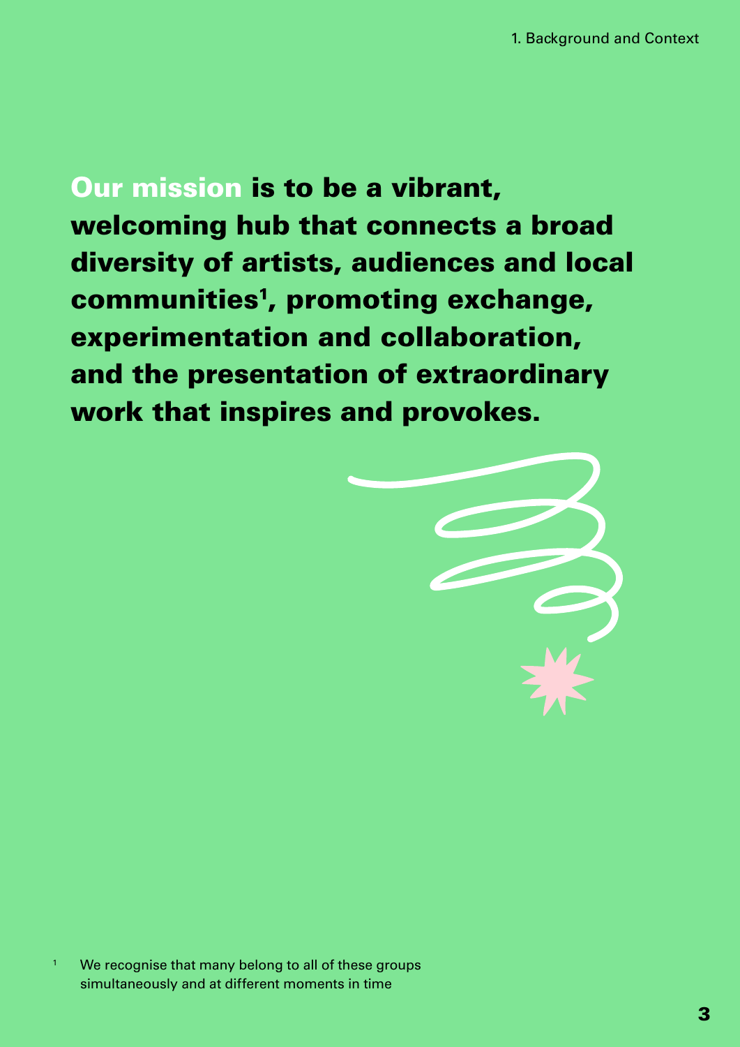**Our mission is to be a vibrant, welcoming hub that connects a broad diversity of artists, audiences and local communities[1], promoting exchange, experimentation and collaboration, and the presentation of extraordinary work that inspires and provokes.**

[1] We recognise that many belong to all of these groups simultaneously and at different moments in time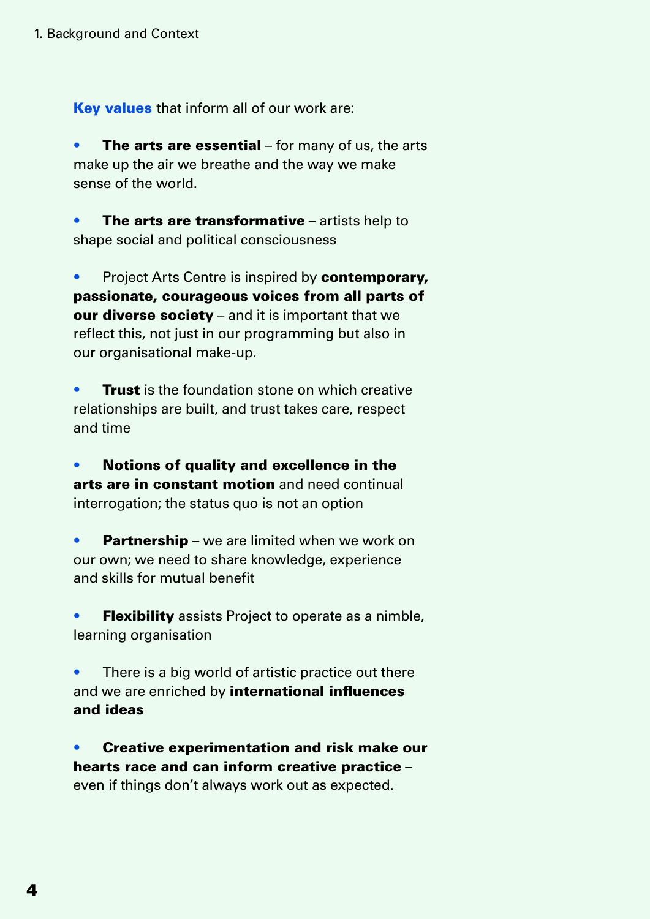**Key values** that inform all of our work are:

- **The arts are essential** – for many of us, the arts make up the air we breathe and the way we make sense of the world.

- **The arts are transformative** – artists help to shape social and political consciousness

- Project Arts Centre is inspired by **contemporary, passionate, courageous voices from all parts of our diverse society** – and it is important that we reflect this, not just in our programming but also in our organisational make-up.

- **Trust** is the foundation stone on which creative relationships are built, and trust takes care, respect and time

- **Notions of quality and excellence in the arts are in constant motion** and need continual interrogation; the status quo is not an option

- **Partnership** – we are limited when we work on our own; we need to share knowledge, experience and skills for mutual benefit

- **Flexibility** assists Project to operate as a nimble, learning organisation

- There is a big world of artistic practice out there and we are enriched by **international influences and ideas**

- **Creative experimentation and risk make our hearts race and can inform creative practice** – even if things don't always work out as expected.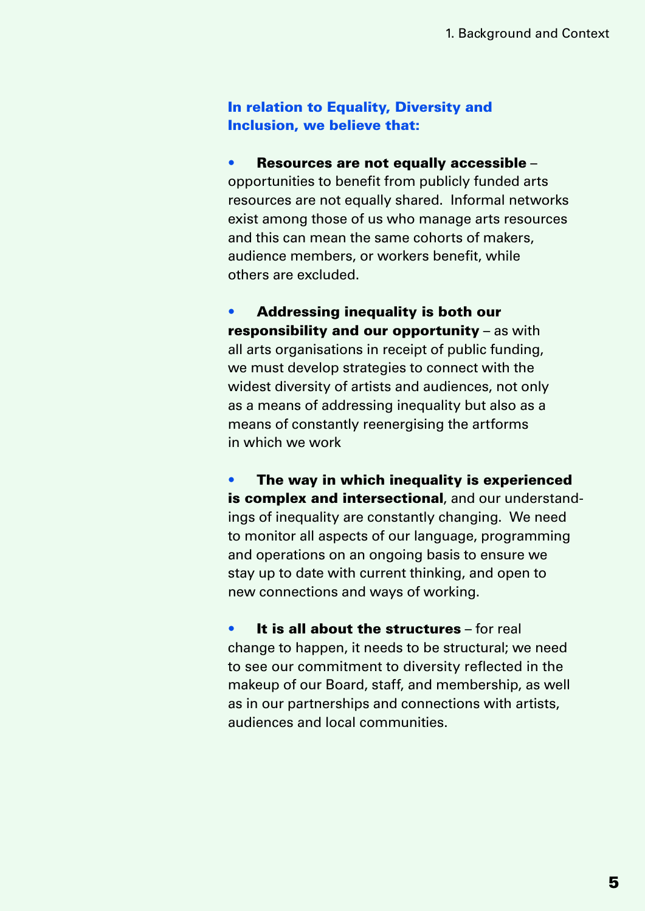**In relation to Equality, Diversity and Inclusion, we believe that:**

- **Resources are not equally accessible** – opportunities to benefit from publicly funded arts resources are not equally shared. Informal networks exist among those of us who manage arts resources and this can mean the same cohorts of makers, audience members, or workers benefit, while others are excluded.

- **Addressing inequality is both our responsibility and our opportunity** – as with all arts organisations in receipt of public funding, we must develop strategies to connect with the widest diversity of artists and audiences, not only as a means of addressing inequality but also as a means of constantly reenergising the artforms in which we work

- **The way in which inequality is experienced is complex and intersectional**, and our understandings of inequality are constantly changing. We need to monitor all aspects of our language, programming and operations on an ongoing basis to ensure we stay up to date with current thinking, and open to new connections and ways of working.

- **It is all about the structures** – for real change to happen, it needs to be structural; we need to see our commitment to diversity reflected in the makeup of our Board, staff, and membership, as well as in our partnerships and connections with artists, audiences and local communities.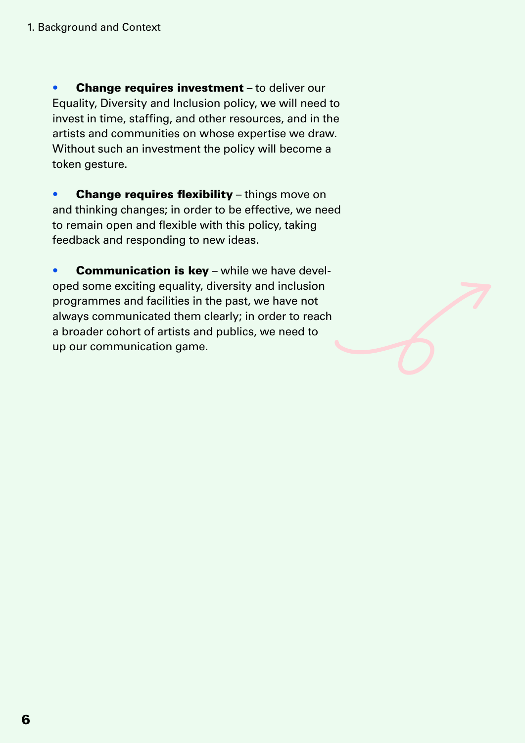- **Change requires investment** – to deliver our Equality, Diversity and Inclusion policy, we will need to invest in time, staffing, and other resources, and in the artists and communities on whose expertise we draw. Without such an investment the policy will become a token gesture.

- **Change requires flexibility** – things move on and thinking changes; in order to be effective, we need to remain open and flexible with this policy, taking feedback and responding to new ideas.

- **Communication is key** – while we have developed some exciting equality, diversity and inclusion programmes and facilities in the past, we have not always communicated them clearly; in order to reach a broader cohort of artists and publics, we need to up our communication game.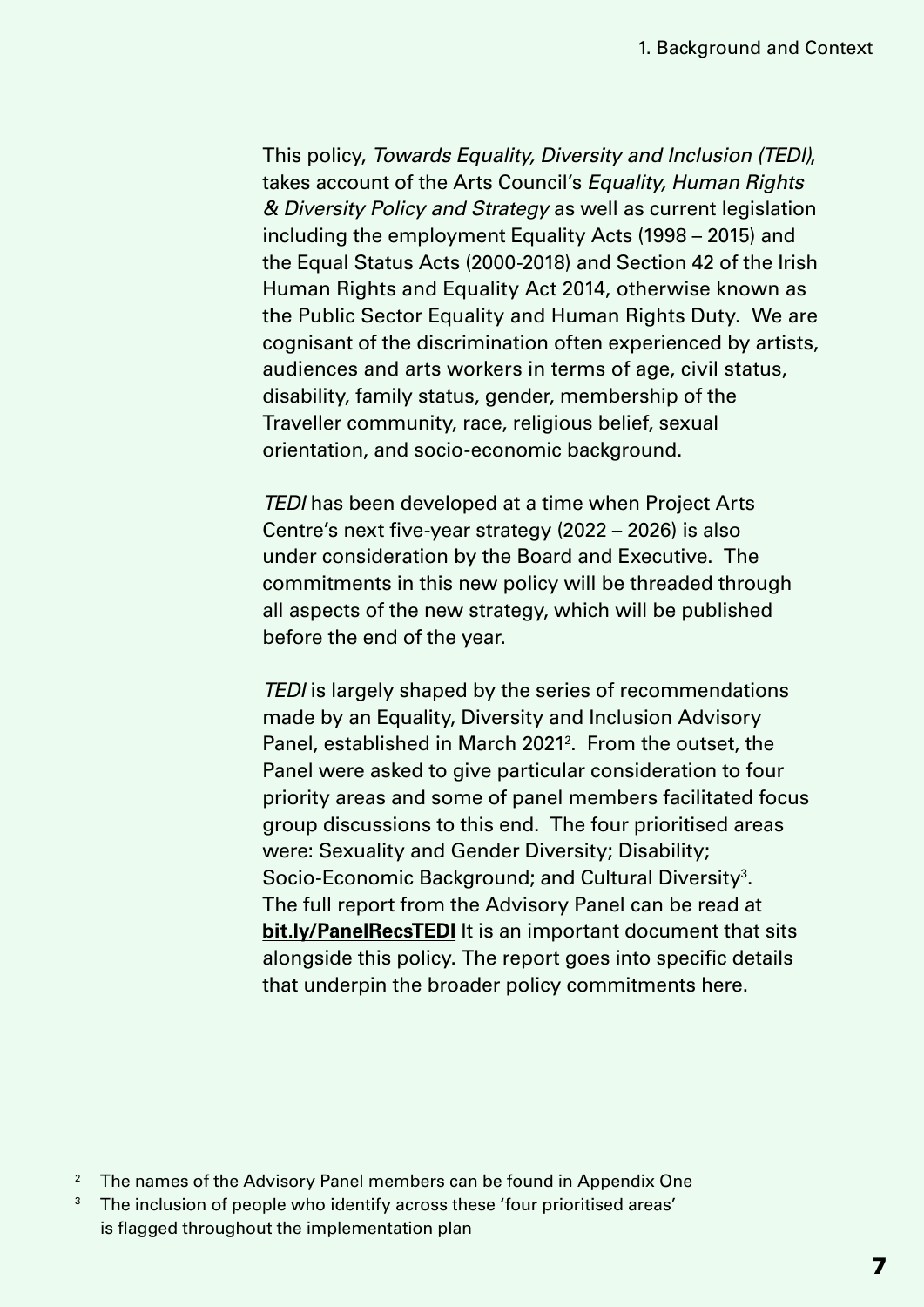This policy, *Towards Equality, Diversity and Inclusion (TEDI)*, takes account of the Arts Council's *Equality, Human Rights & Diversity Policy and Strategy* as well as current legislation including the employment Equality Acts (1998 – 2015) and the Equal Status Acts (2000-2018) and Section 42 of the Irish Human Rights and Equality Act 2014, otherwise known as the Public Sector Equality and Human Rights Duty. We are cognisant of the discrimination often experienced by artists, audiences and arts workers in terms of age, civil status, disability, family status, gender, membership of the Traveller community, race, religious belief, sexual orientation, and socio-economic background.

*TEDI* has been developed at a time when Project Arts Centre's next five-year strategy (2022 – 2026) is also under consideration by the Board and Executive. The commitments in this new policy will be threaded through all aspects of the new strategy, which will be published before the end of the year.

*TEDI* is largely shaped by the series of recommendations made by an Equality, Diversity and Inclusion Advisory Panel, established in March 2021[2]. From the outset, the Panel were asked to give particular consideration to four priority areas and some of panel members facilitated focus group discussions to this end. The four prioritised areas were: Sexuality and Gender Diversity; Disability; Socio-Economic Background; and Cultural Diversity[3]. The full report from the Advisory Panel can be read at **bit.ly/PanelRecsTEDI** It is an important document that sits alongside this policy. The report goes into specific details that underpin the broader policy commitments here.

[2] The names of the Advisory Panel members can be found in Appendix One

[3] The inclusion of people who identify across these 'four prioritised areas' is flagged throughout the implementation plan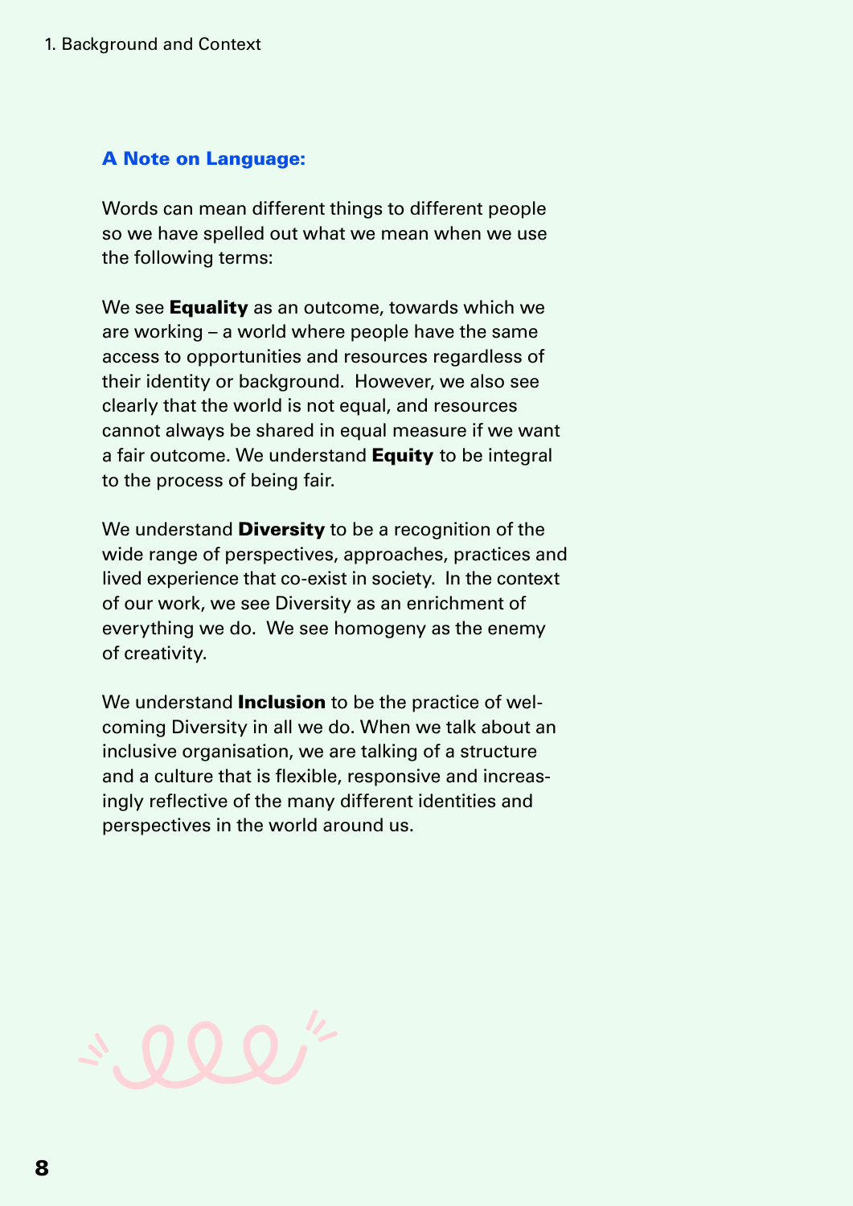### A Note on Language:

Words can mean different things to different people so we have spelled out what we mean when we use the following terms:

We see **Equality** as an outcome, towards which we are working – a world where people have the same access to opportunities and resources regardless of their identity or background. However, we also see clearly that the world is not equal, and resources cannot always be shared in equal measure if we want a fair outcome. We understand **Equity** to be integral to the process of being fair.

We understand **Diversity** to be a recognition of the wide range of perspectives, approaches, practices and lived experience that co-exist in society. In the context of our work, we see Diversity as an enrichment of everything we do. We see homogeny as the enemy of creativity.

We understand **Inclusion** to be the practice of welcoming Diversity in all we do. When we talk about an inclusive organisation, we are talking of a structure and a culture that is flexible, responsive and increasingly reflective of the many different identities and perspectives in the world around us.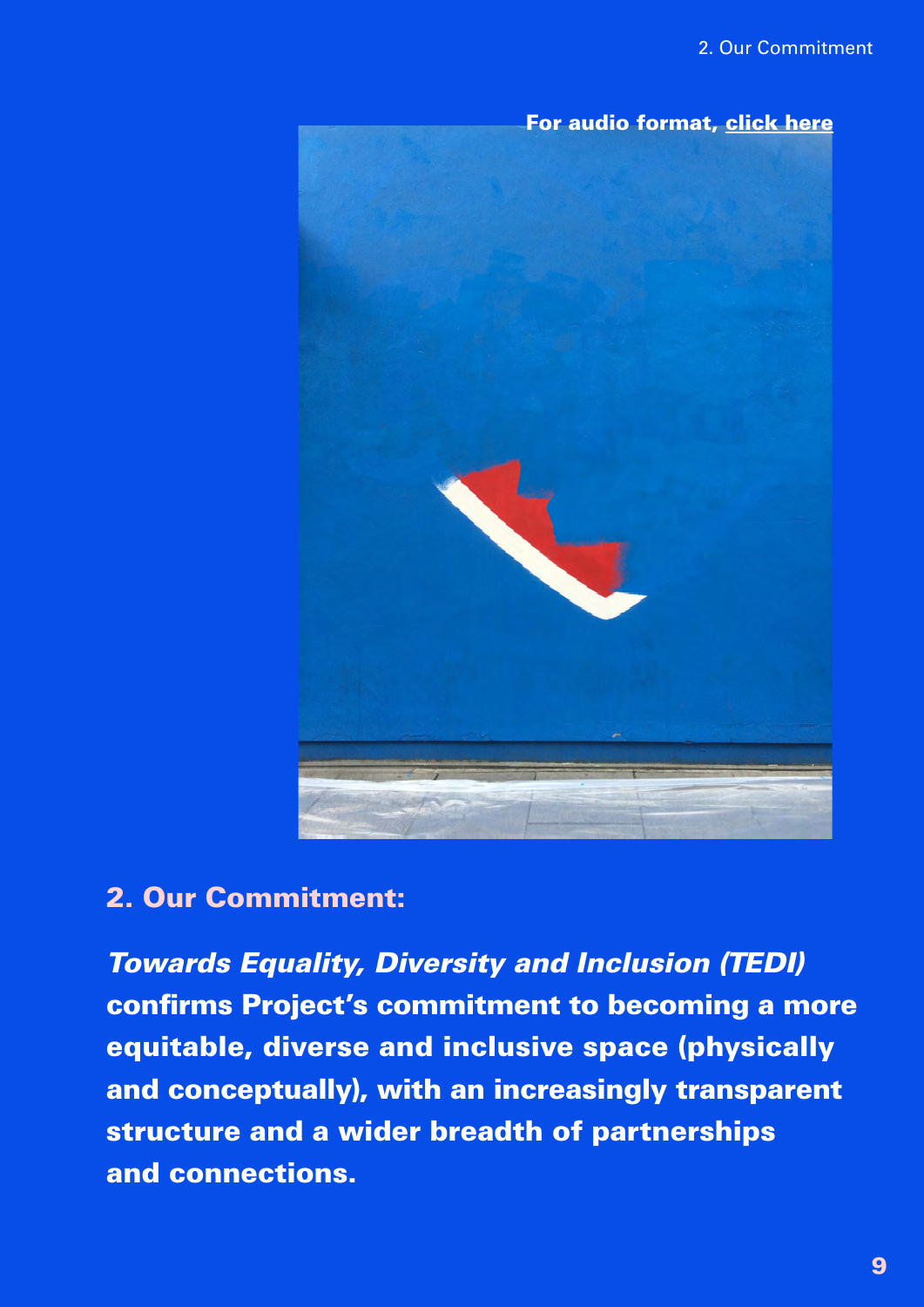For audio format, click here

## 2. Our Commitment:

***Towards Equality, Diversity and Inclusion (TEDI)* confirms Project's commitment to becoming a more equitable, diverse and inclusive space (physically and conceptually), with an increasingly transparent structure and a wider breadth of partnerships and connections.**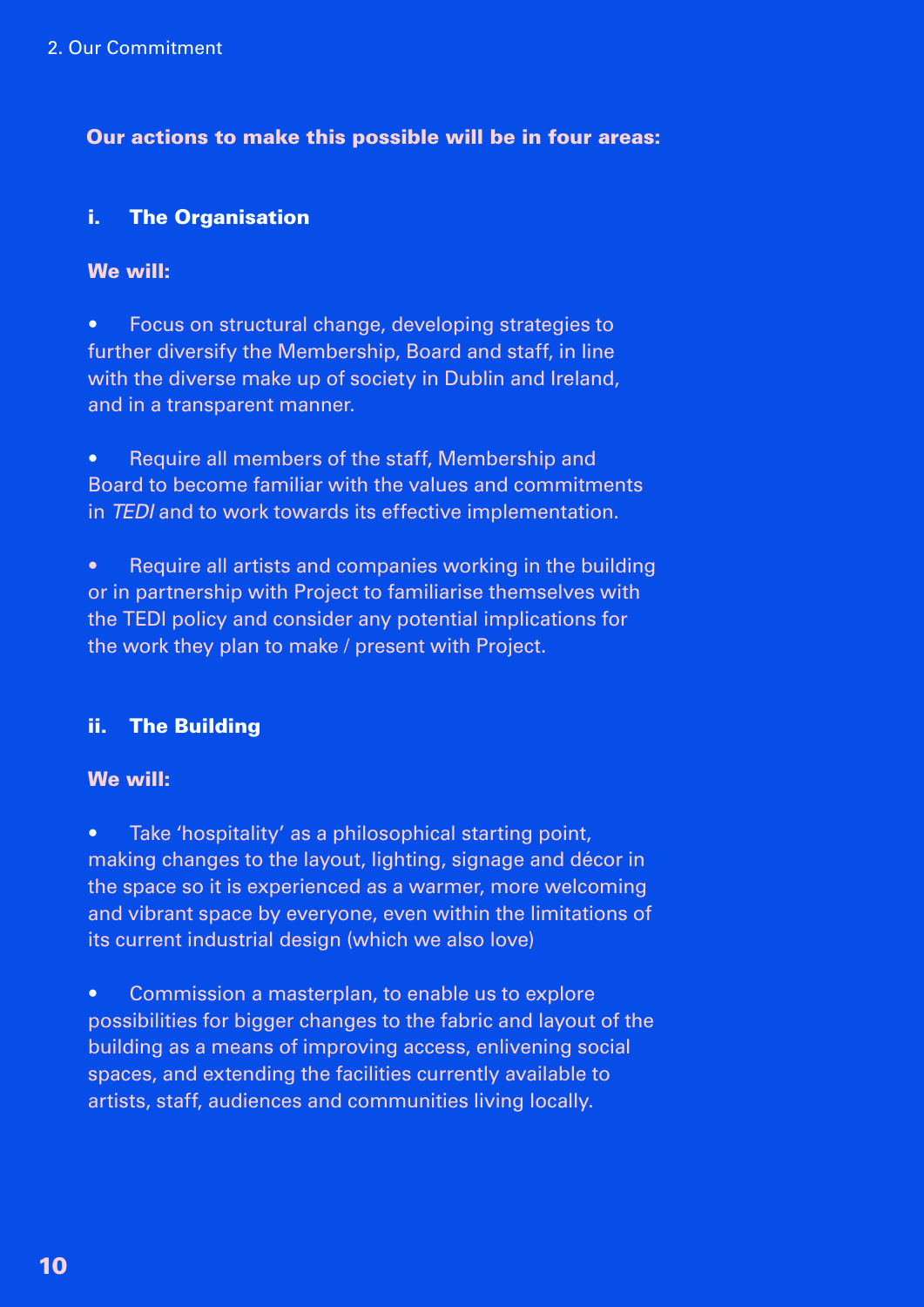**Our actions to make this possible will be in four areas:**

### i. The Organisation

**We will:**

- Focus on structural change, developing strategies to further diversify the Membership, Board and staff, in line with the diverse make up of society in Dublin and Ireland, and in a transparent manner.

- Require all members of the staff, Membership and Board to become familiar with the values and commitments in *TEDI* and to work towards its effective implementation.

- Require all artists and companies working in the building or in partnership with Project to familiarise themselves with the TEDI policy and consider any potential implications for the work they plan to make / present with Project.

### ii. The Building

**We will:**

- Take 'hospitality' as a philosophical starting point, making changes to the layout, lighting, signage and décor in the space so it is experienced as a warmer, more welcoming and vibrant space by everyone, even within the limitations of its current industrial design (which we also love)

- Commission a masterplan, to enable us to explore possibilities for bigger changes to the fabric and layout of the building as a means of improving access, enlivening social spaces, and extending the facilities currently available to artists, staff, audiences and communities living locally.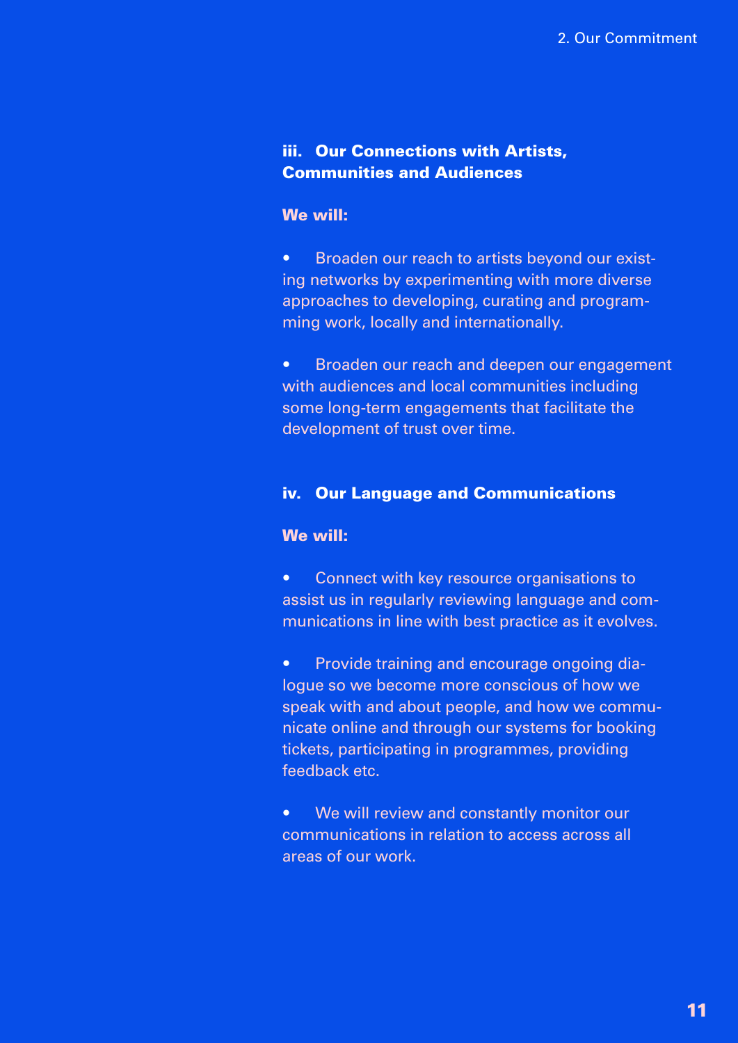### iii. Our Connections with Artists, Communities and Audiences

**We will:**

- Broaden our reach to artists beyond our existing networks by experimenting with more diverse approaches to developing, curating and programming work, locally and internationally.

- Broaden our reach and deepen our engagement with audiences and local communities including some long-term engagements that facilitate the development of trust over time.

### iv. Our Language and Communications

**We will:**

- Connect with key resource organisations to assist us in regularly reviewing language and communications in line with best practice as it evolves.

- Provide training and encourage ongoing dialogue so we become more conscious of how we speak with and about people, and how we communicate online and through our systems for booking tickets, participating in programmes, providing feedback etc.

- We will review and constantly monitor our communications in relation to access across all areas of our work.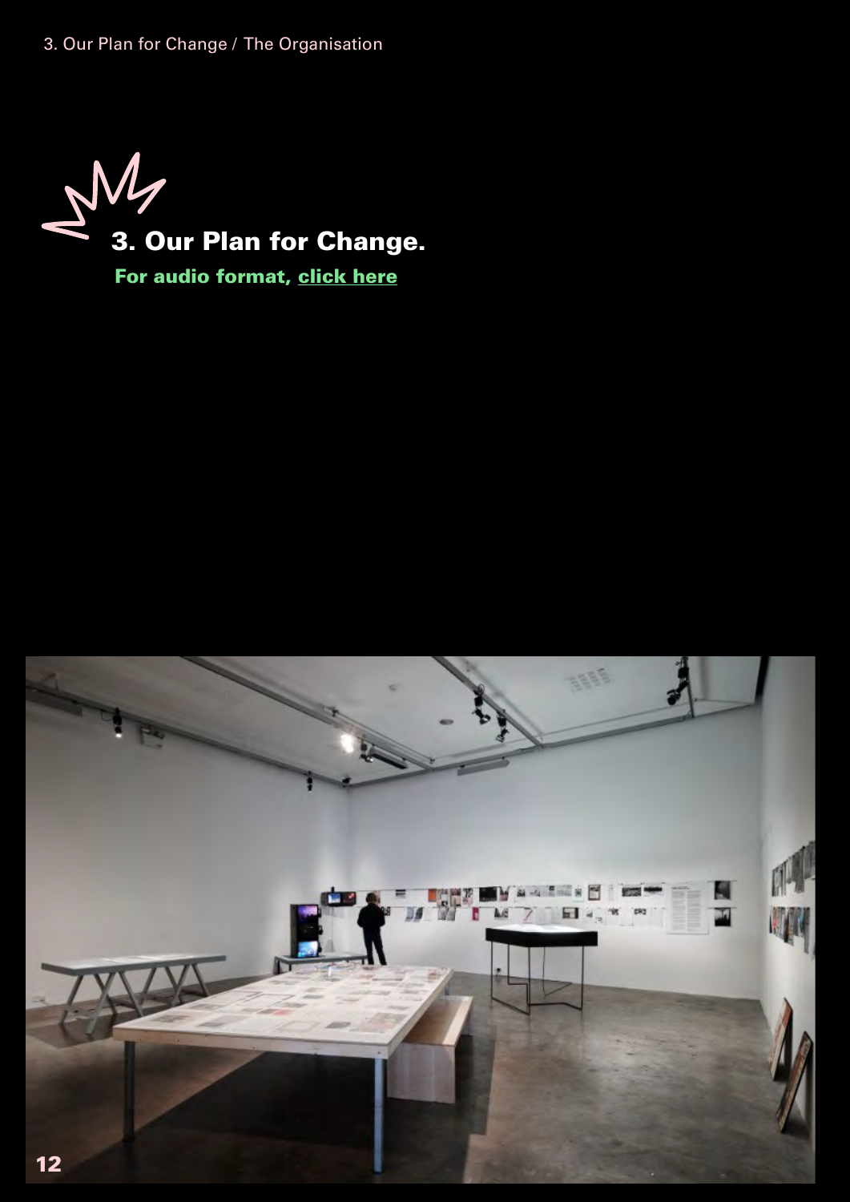# 3. Our Plan for Change.

**For audio format, [click here]**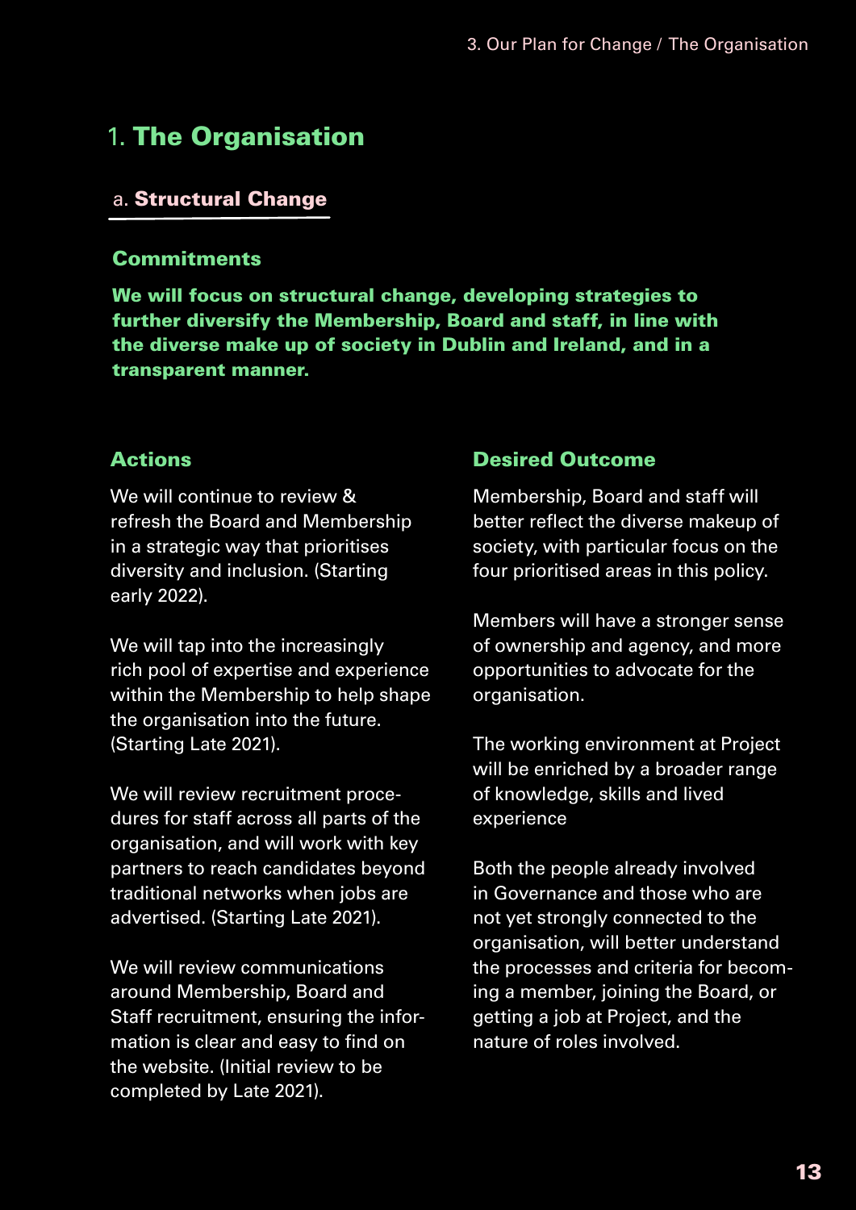# 1. The Organisation

## a. Structural Change

### Commitments

**We will focus on structural change, developing strategies to further diversify the Membership, Board and staff, in line with the diverse make up of society in Dublin and Ireland, and in a transparent manner.**

### Actions

We will continue to review & refresh the Board and Membership in a strategic way that prioritises diversity and inclusion. (Starting early 2022).

We will tap into the increasingly rich pool of expertise and experience within the Membership to help shape the organisation into the future. (Starting Late 2021).

We will review recruitment procedures for staff across all parts of the organisation, and will work with key partners to reach candidates beyond traditional networks when jobs are advertised. (Starting Late 2021).

We will review communications around Membership, Board and Staff recruitment, ensuring the information is clear and easy to find on the website. (Initial review to be completed by Late 2021).

### Desired Outcome

Membership, Board and staff will better reflect the diverse makeup of society, with particular focus on the four prioritised areas in this policy.

Members will have a stronger sense of ownership and agency, and more opportunities to advocate for the organisation.

The working environment at Project will be enriched by a broader range of knowledge, skills and lived experience

Both the people already involved in Governance and those who are not yet strongly connected to the organisation, will better understand the processes and criteria for becoming a member, joining the Board, or getting a job at Project, and the nature of roles involved.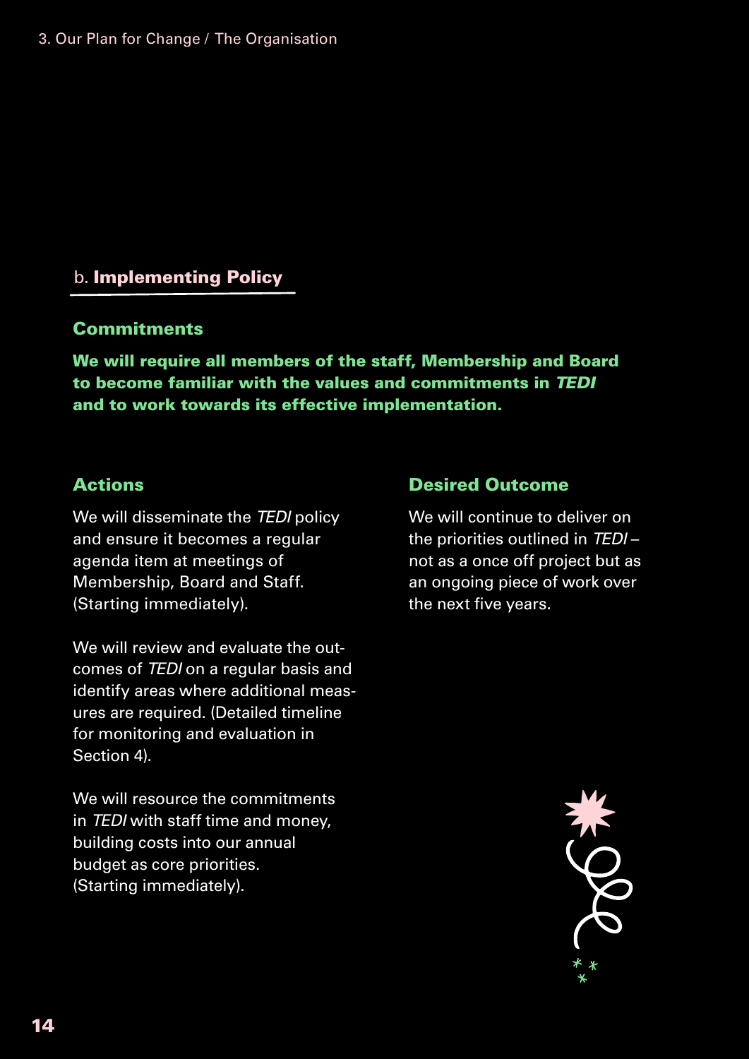## b. **Implementing Policy**

### Commitments

**We will require all members of the staff, Membership and Board to become familiar with the values and commitments in *TEDI* and to work towards its effective implementation.**

### Actions

We will disseminate the *TEDI* policy and ensure it becomes a regular agenda item at meetings of Membership, Board and Staff. (Starting immediately).

We will review and evaluate the outcomes of *TEDI* on a regular basis and identify areas where additional measures are required. (Detailed timeline for monitoring and evaluation in Section 4).

We will resource the commitments in *TEDI* with staff time and money, building costs into our annual budget as core priorities. (Starting immediately).

### Desired Outcome

We will continue to deliver on the priorities outlined in *TEDI* – not as a once off project but as an ongoing piece of work over the next five years.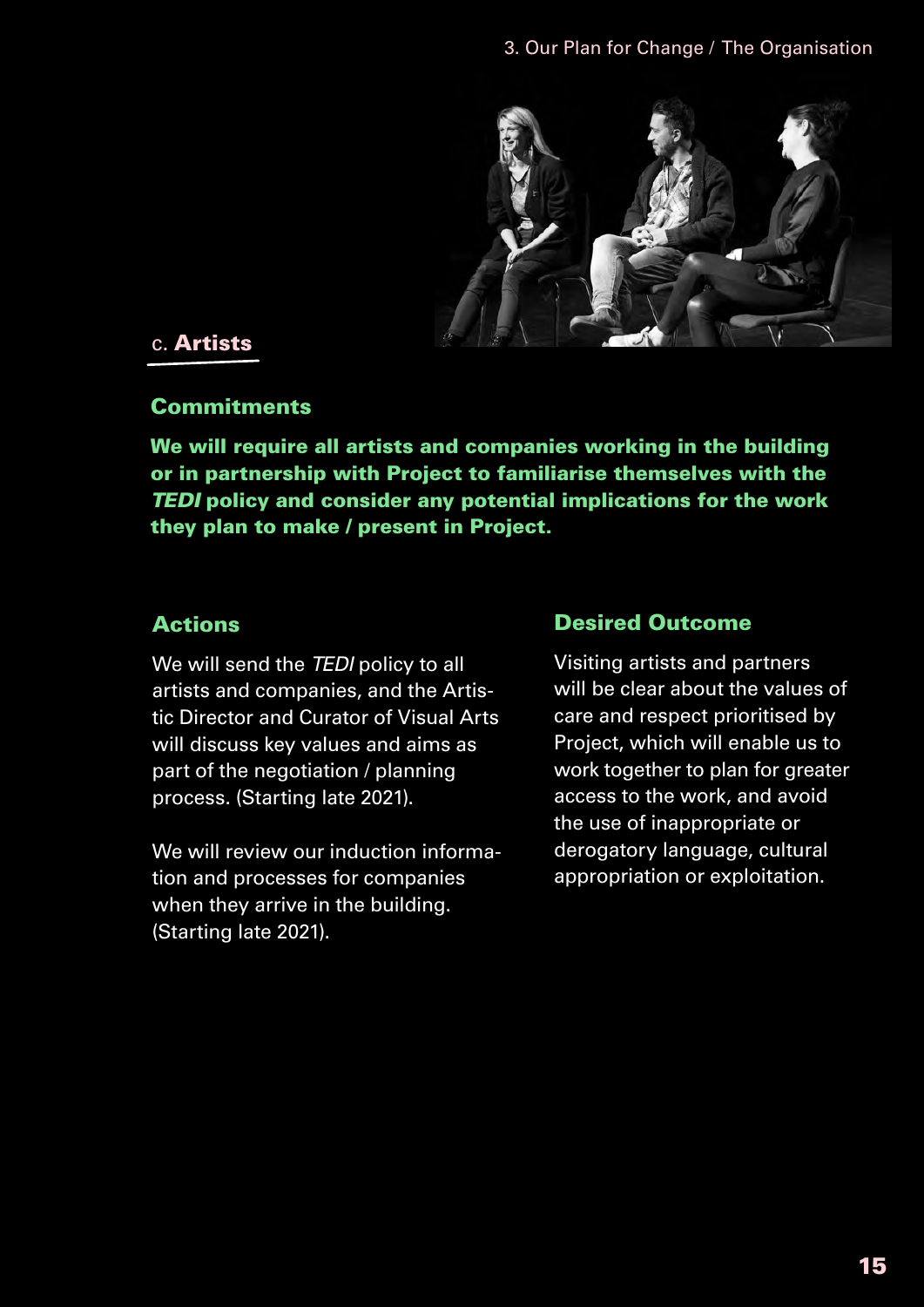## c. Artists

### Commitments

**We will require all artists and companies working in the building or in partnership with Project to familiarise themselves with the *TEDI* policy and consider any potential implications for the work they plan to make / present in Project.**

### Actions

We will send the *TEDI* policy to all artists and companies, and the Artistic Director and Curator of Visual Arts will discuss key values and aims as part of the negotiation / planning process. (Starting late 2021).

We will review our induction information and processes for companies when they arrive in the building. (Starting late 2021).

### Desired Outcome

Visiting artists and partners will be clear about the values of care and respect prioritised by Project, which will enable us to work together to plan for greater access to the work, and avoid the use of inappropriate or derogatory language, cultural appropriation or exploitation.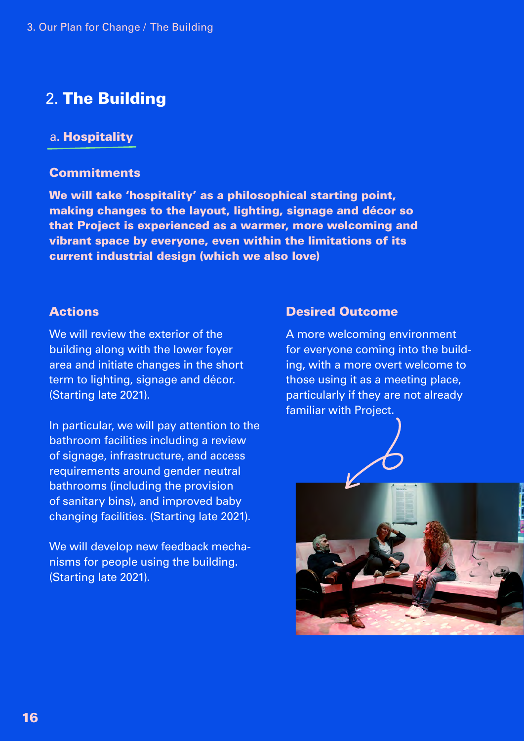## 2. The Building

### a. Hospitality

#### Commitments

**We will take 'hospitality' as a philosophical starting point, making changes to the layout, lighting, signage and décor so that Project is experienced as a warmer, more welcoming and vibrant space by everyone, even within the limitations of its current industrial design (which we also love)**

#### Actions

We will review the exterior of the building along with the lower foyer area and initiate changes in the short term to lighting, signage and décor. (Starting late 2021).

In particular, we will pay attention to the bathroom facilities including a review of signage, infrastructure, and access requirements around gender neutral bathrooms (including the provision of sanitary bins), and improved baby changing facilities. (Starting late 2021).

We will develop new feedback mechanisms for people using the building. (Starting late 2021).

#### Desired Outcome

A more welcoming environment for everyone coming into the building, with a more overt welcome to those using it as a meeting place, particularly if they are not already familiar with Project.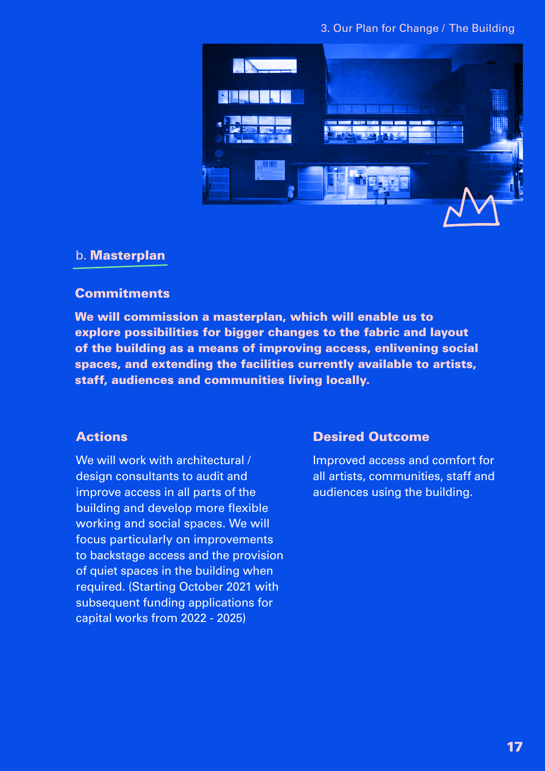## b. **Masterplan**

### Commitments

**We will commission a masterplan, which will enable us to explore possibilities for bigger changes to the fabric and layout of the building as a means of improving access, enlivening social spaces, and extending the facilities currently available to artists, staff, audiences and communities living locally.**

### Actions

We will work with architectural / design consultants to audit and improve access in all parts of the building and develop more flexible working and social spaces. We will focus particularly on improvements to backstage access and the provision of quiet spaces in the building when required. (Starting October 2021 with subsequent funding applications for capital works from 2022 - 2025)

### Desired Outcome

Improved access and comfort for all artists, communities, staff and audiences using the building.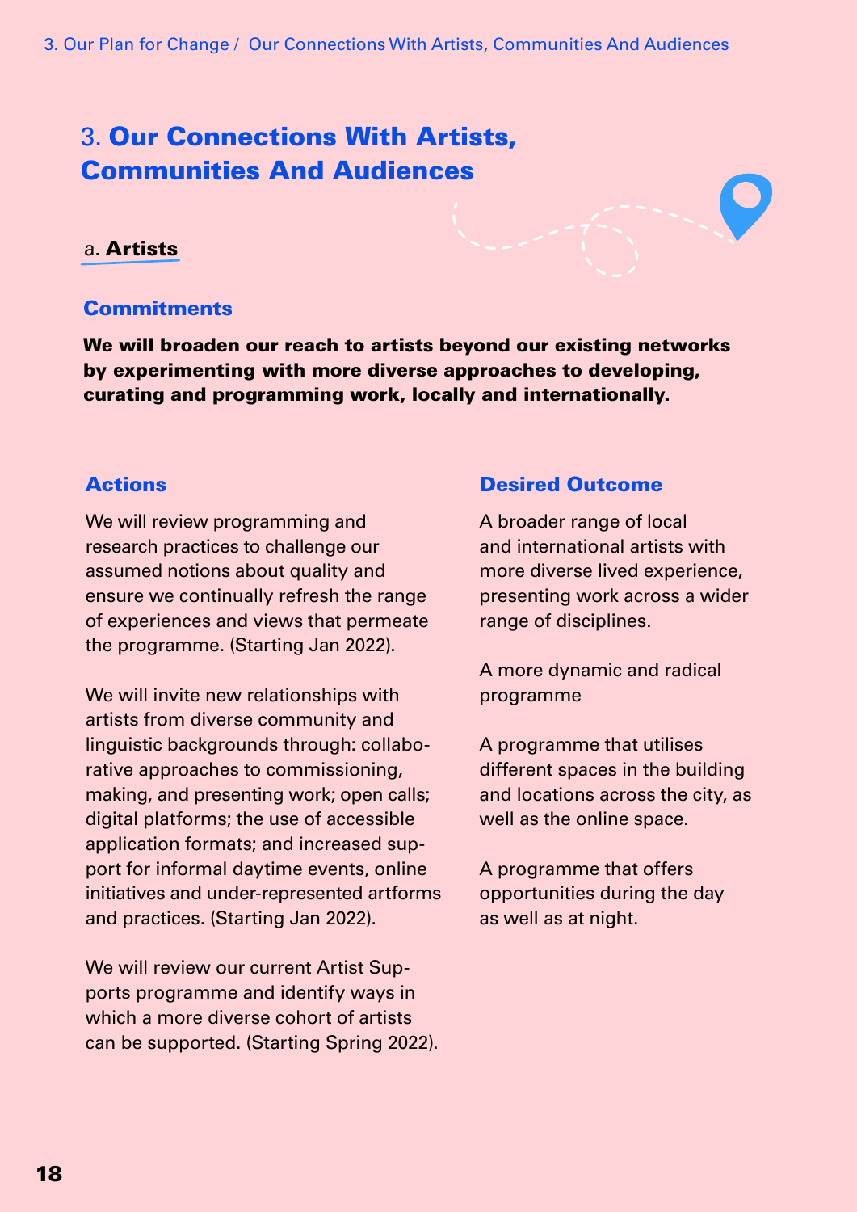## 3. Our Connections With Artists, Communities And Audiences

### a. Artists

#### Commitments

**We will broaden our reach to artists beyond our existing networks by experimenting with more diverse approaches to developing, curating and programming work, locally and internationally.**

#### Actions

We will review programming and research practices to challenge our assumed notions about quality and ensure we continually refresh the range of experiences and views that permeate the programme. (Starting Jan 2022).

We will invite new relationships with artists from diverse community and linguistic backgrounds through: collaborative approaches to commissioning, making, and presenting work; open calls; digital platforms; the use of accessible application formats; and increased support for informal daytime events, online initiatives and under-represented artforms and practices. (Starting Jan 2022).

We will review our current Artist Supports programme and identify ways in which a more diverse cohort of artists can be supported. (Starting Spring 2022).

#### Desired Outcome

A broader range of local and international artists with more diverse lived experience, presenting work across a wider range of disciplines.

A more dynamic and radical programme

A programme that utilises different spaces in the building and locations across the city, as well as the online space.

A programme that offers opportunities during the day as well as at night.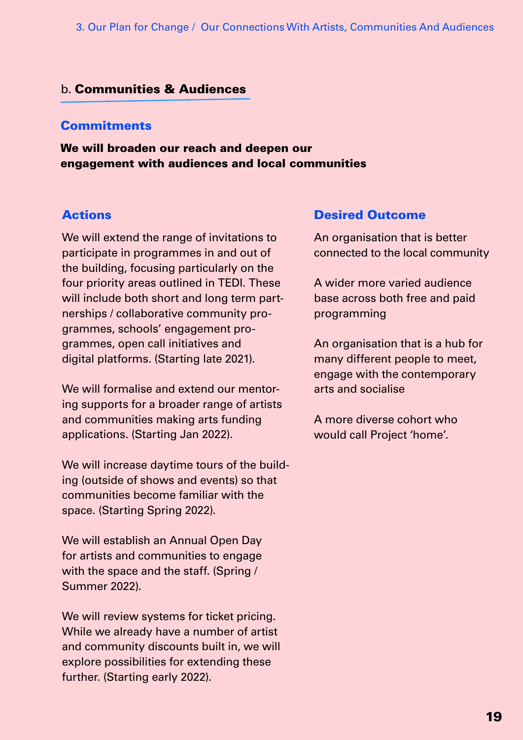## b. **Communities & Audiences**

### Commitments

**We will broaden our reach and deepen our engagement with audiences and local communities**

### Actions

We will extend the range of invitations to participate in programmes in and out of the building, focusing particularly on the four priority areas outlined in TEDI. These will include both short and long term partnerships / collaborative community programmes, schools' engagement programmes, open call initiatives and digital platforms. (Starting late 2021).

We will formalise and extend our mentoring supports for a broader range of artists and communities making arts funding applications. (Starting Jan 2022).

We will increase daytime tours of the building (outside of shows and events) so that communities become familiar with the space. (Starting Spring 2022).

We will establish an Annual Open Day for artists and communities to engage with the space and the staff. (Spring / Summer 2022).

We will review systems for ticket pricing. While we already have a number of artist and community discounts built in, we will explore possibilities for extending these further. (Starting early 2022).

### Desired Outcome

An organisation that is better connected to the local community

A wider more varied audience base across both free and paid programming

An organisation that is a hub for many different people to meet, engage with the contemporary arts and socialise

A more diverse cohort who would call Project 'home'.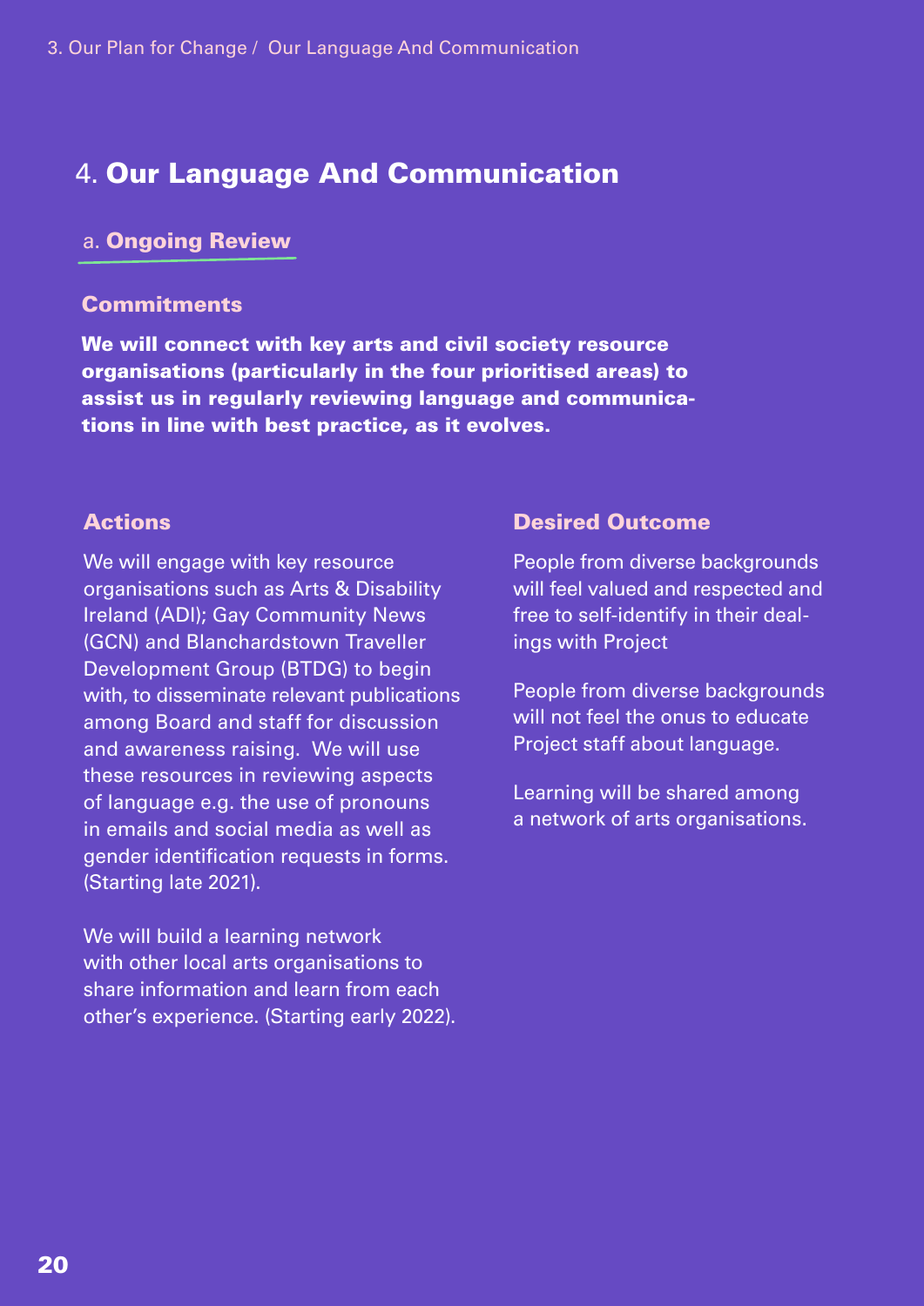## 4. Our Language And Communication

### a. Ongoing Review

#### Commitments

**We will connect with key arts and civil society resource organisations (particularly in the four prioritised areas) to assist us in regularly reviewing language and communications in line with best practice, as it evolves.**

#### Actions

We will engage with key resource organisations such as Arts & Disability Ireland (ADI); Gay Community News (GCN) and Blanchardstown Traveller Development Group (BTDG) to begin with, to disseminate relevant publications among Board and staff for discussion and awareness raising. We will use these resources in reviewing aspects of language e.g. the use of pronouns in emails and social media as well as gender identification requests in forms. (Starting late 2021).

We will build a learning network with other local arts organisations to share information and learn from each other's experience. (Starting early 2022).

#### Desired Outcome

People from diverse backgrounds will feel valued and respected and free to self-identify in their dealings with Project

People from diverse backgrounds will not feel the onus to educate Project staff about language.

Learning will be shared among a network of arts organisations.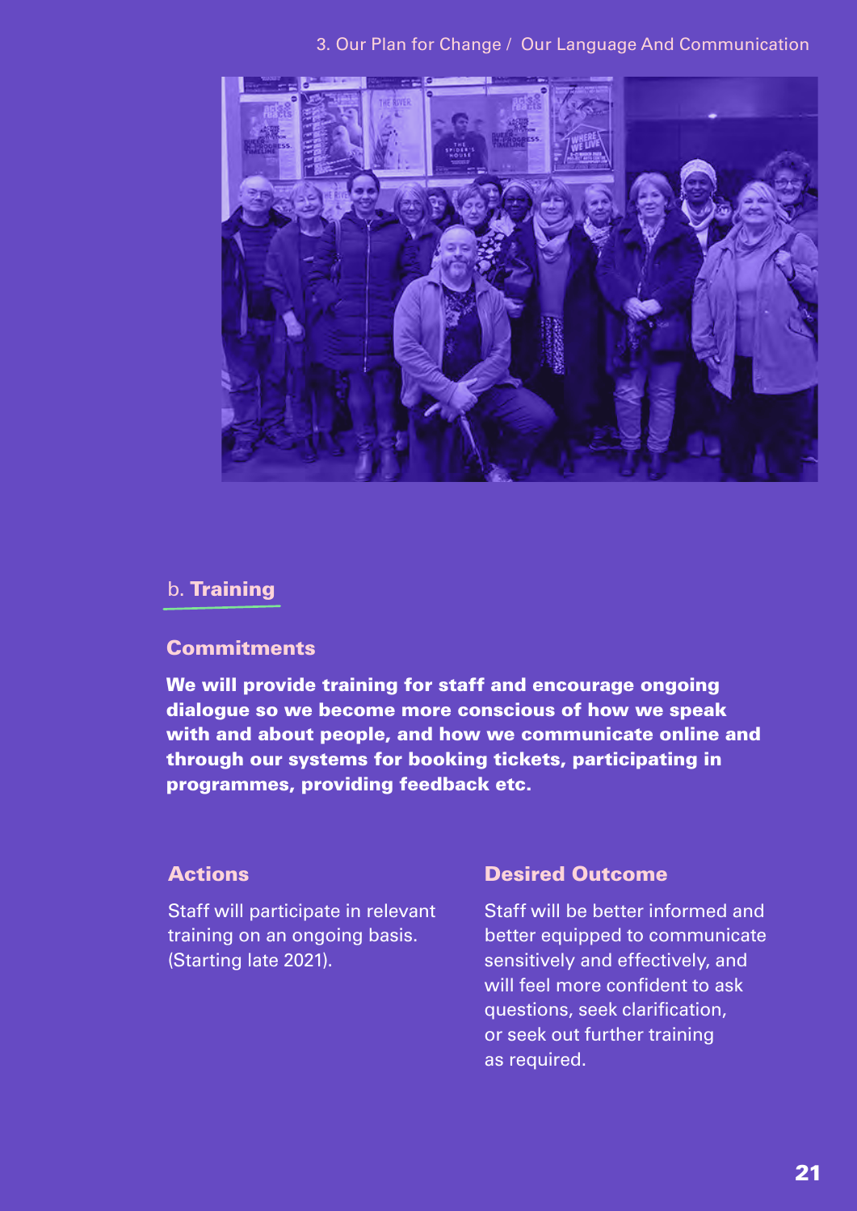## b. **Training**

### Commitments

**We will provide training for staff and encourage ongoing dialogue so we become more conscious of how we speak with and about people, and how we communicate online and through our systems for booking tickets, participating in programmes, providing feedback etc.**

### Actions

Staff will participate in relevant training on an ongoing basis. (Starting late 2021).

### Desired Outcome

Staff will be better informed and better equipped to communicate sensitively and effectively, and will feel more confident to ask questions, seek clarification, or seek out further training as required.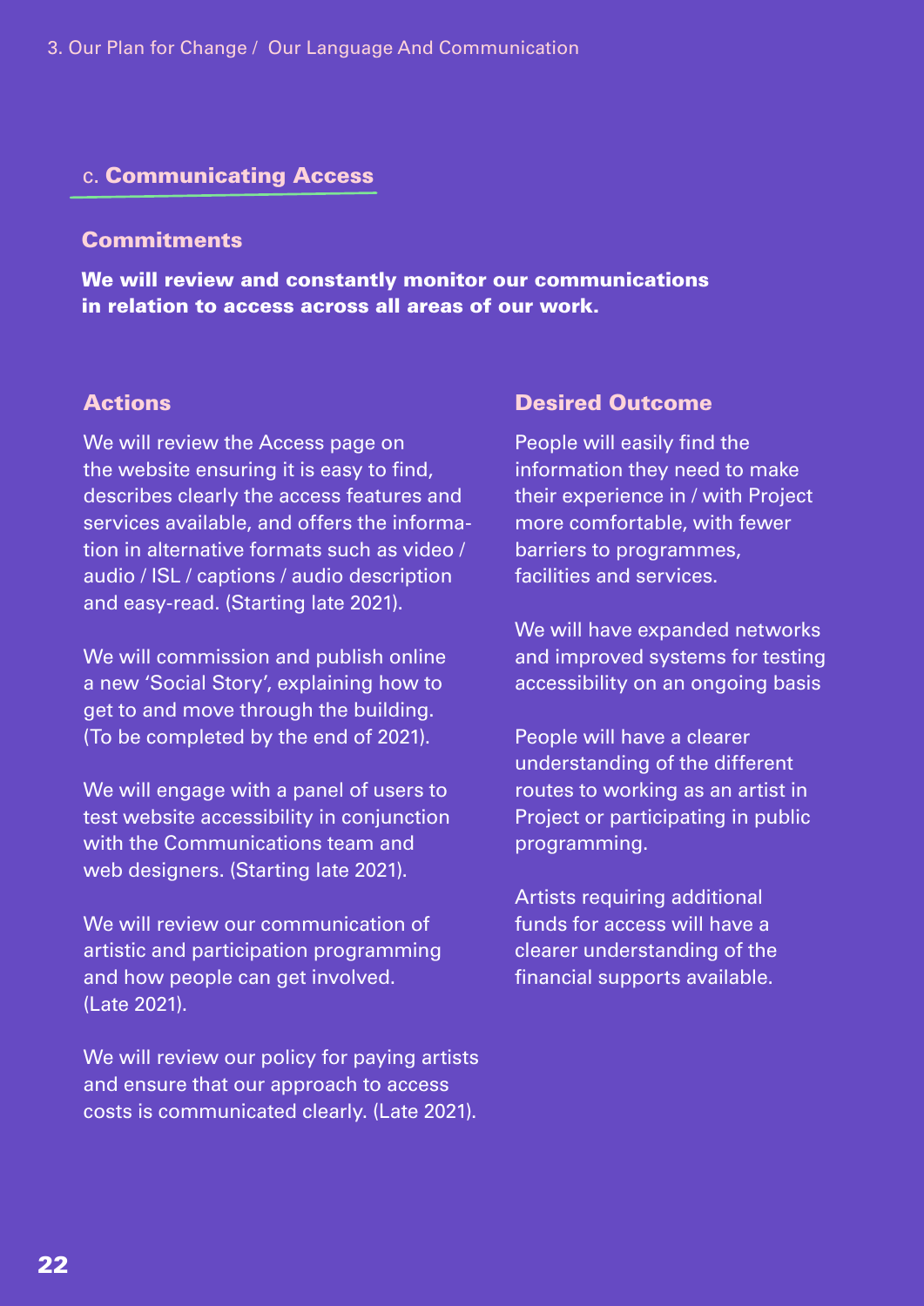## c. Communicating Access

### Commitments

**We will review and constantly monitor our communications in relation to access across all areas of our work.**

### Actions

We will review the Access page on the website ensuring it is easy to find, describes clearly the access features and services available, and offers the information in alternative formats such as video / audio / ISL / captions / audio description and easy-read. (Starting late 2021).

We will commission and publish online a new 'Social Story', explaining how to get to and move through the building. (To be completed by the end of 2021).

We will engage with a panel of users to test website accessibility in conjunction with the Communications team and web designers. (Starting late 2021).

We will review our communication of artistic and participation programming and how people can get involved. (Late 2021).

We will review our policy for paying artists and ensure that our approach to access costs is communicated clearly. (Late 2021).

### Desired Outcome

People will easily find the information they need to make their experience in / with Project more comfortable, with fewer barriers to programmes, facilities and services.

We will have expanded networks and improved systems for testing accessibility on an ongoing basis

People will have a clearer understanding of the different routes to working as an artist in Project or participating in public programming.

Artists requiring additional funds for access will have a clearer understanding of the financial supports available.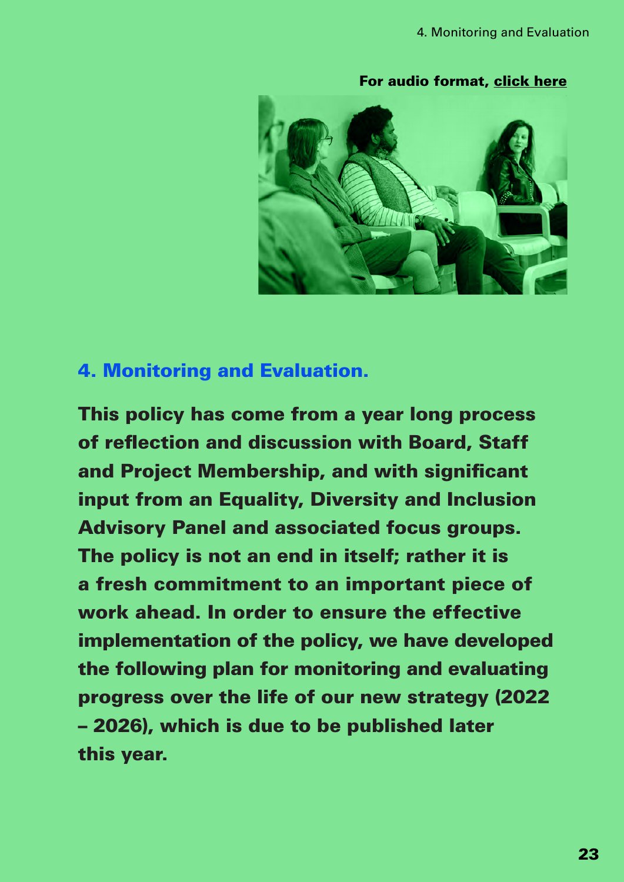For audio format, **click here**

## 4. Monitoring and Evaluation.

**This policy has come from a year long process of reflection and discussion with Board, Staff and Project Membership, and with significant input from an Equality, Diversity and Inclusion Advisory Panel and associated focus groups. The policy is not an end in itself; rather it is a fresh commitment to an important piece of work ahead. In order to ensure the effective implementation of the policy, we have developed the following plan for monitoring and evaluating progress over the life of our new strategy (2022 – 2026), which is due to be published later this year.**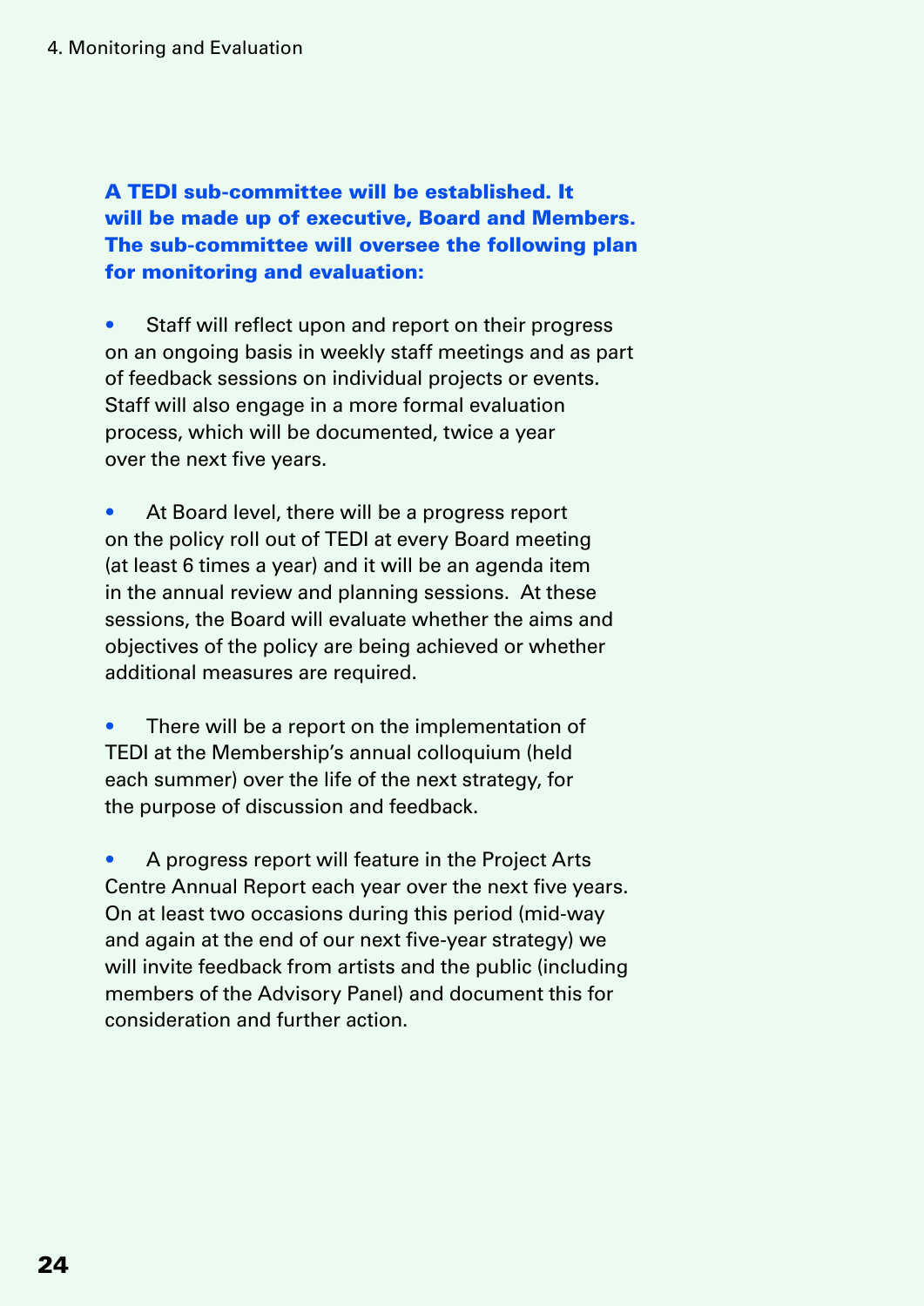**A TEDI sub-committee will be established. It will be made up of executive, Board and Members. The sub-committee will oversee the following plan for monitoring and evaluation:**

- Staff will reflect upon and report on their progress on an ongoing basis in weekly staff meetings and as part of feedback sessions on individual projects or events. Staff will also engage in a more formal evaluation process, which will be documented, twice a year over the next five years.

- At Board level, there will be a progress report on the policy roll out of TEDI at every Board meeting (at least 6 times a year) and it will be an agenda item in the annual review and planning sessions. At these sessions, the Board will evaluate whether the aims and objectives of the policy are being achieved or whether additional measures are required.

- There will be a report on the implementation of TEDI at the Membership's annual colloquium (held each summer) over the life of the next strategy, for the purpose of discussion and feedback.

- A progress report will feature in the Project Arts Centre Annual Report each year over the next five years. On at least two occasions during this period (mid-way and again at the end of our next five-year strategy) we will invite feedback from artists and the public (including members of the Advisory Panel) and document this for consideration and further action.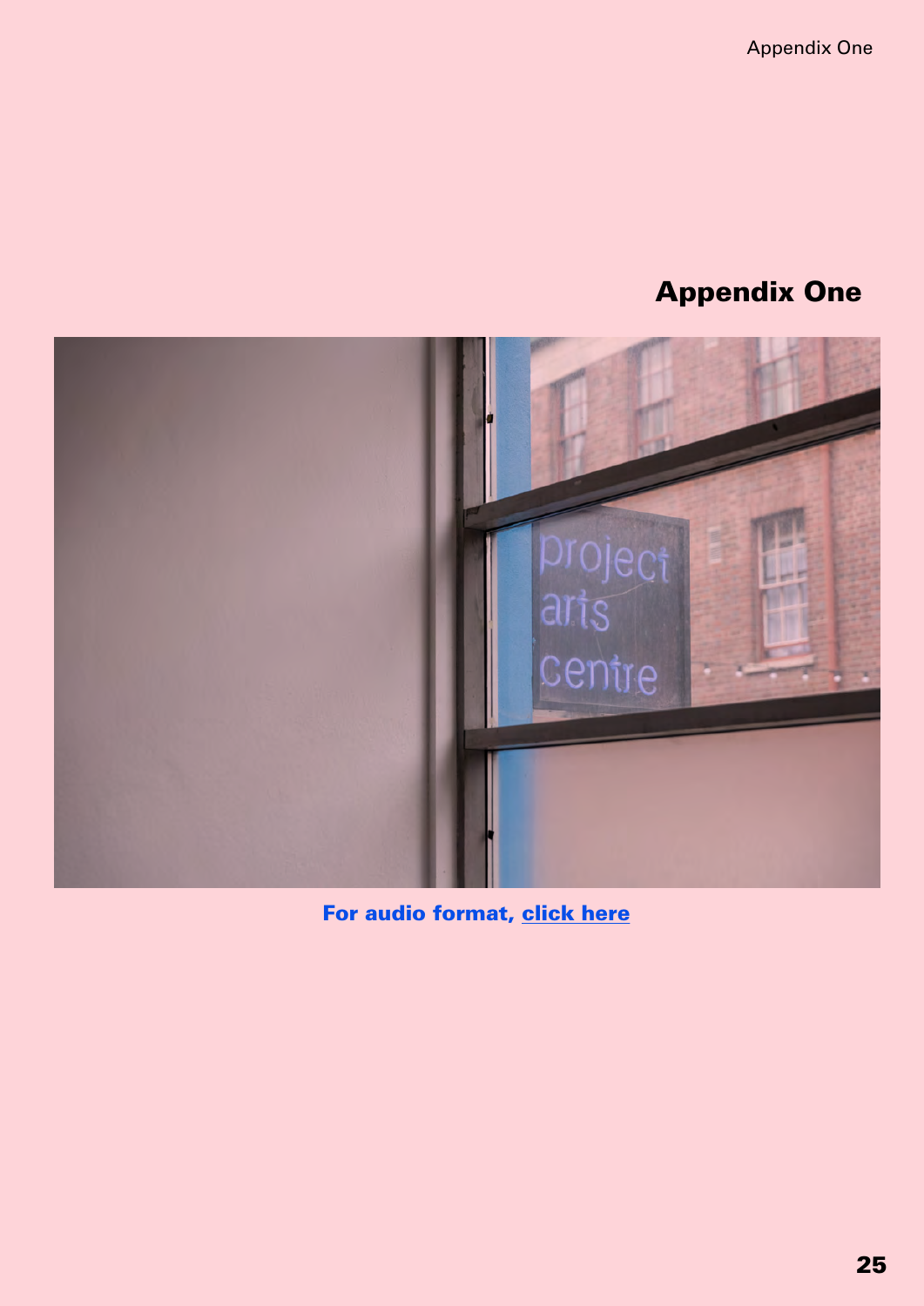# Appendix One

**For audio format, click here**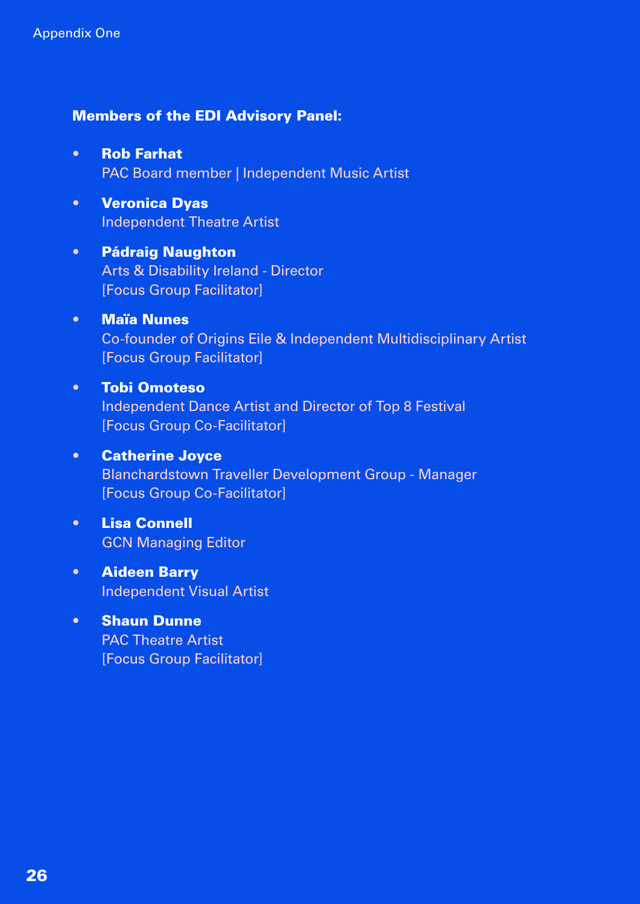Appendix One

**Members of the EDI Advisory Panel:**

- **Rob Farhat**
  PAC Board member | Independent Music Artist
- **Veronica Dyas**
  Independent Theatre Artist
- **Pádraig Naughton**
  Arts & Disability Ireland - Director
  [Focus Group Facilitator]
- **Maïa Nunes**
  Co-founder of Origins Eile & Independent Multidisciplinary Artist
  [Focus Group Facilitator]
- **Tobi Omoteso**
  Independent Dance Artist and Director of Top 8 Festival
  [Focus Group Co-Facilitator]
- **Catherine Joyce**
  Blanchardstown Traveller Development Group - Manager
  [Focus Group Co-Facilitator]
- **Lisa Connell**
  GCN Managing Editor
- **Aideen Barry**
  Independent Visual Artist
- **Shaun Dunne**
  PAC Theatre Artist
  [Focus Group Facilitator]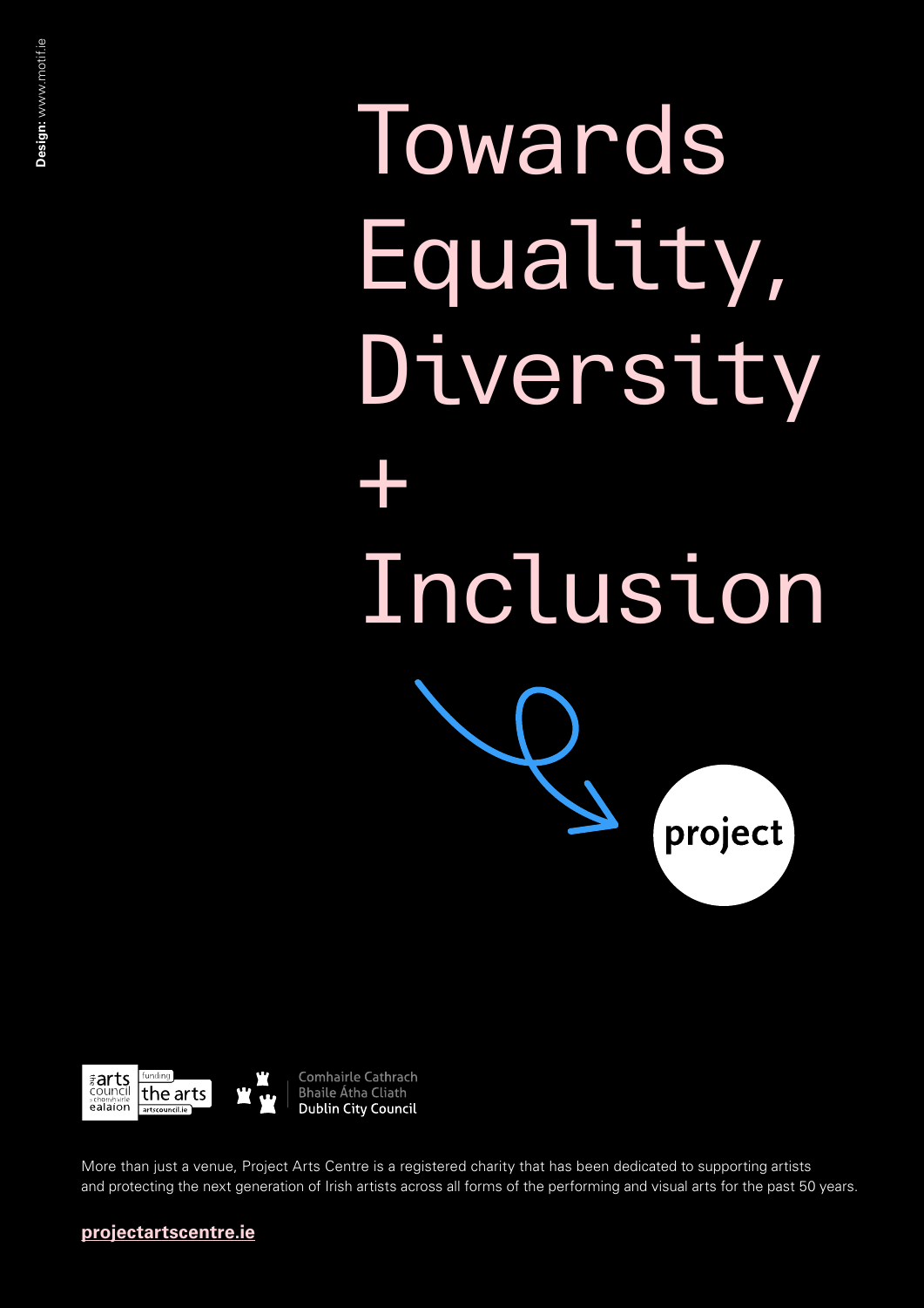Design: www.motif.ie

# Towards Equality, Diversity + Inclusion

project

the arts council / an chomhairle ealaíon — funding the arts — artscouncil.ie

Comhairle Cathrach Bhaile Átha Cliath
Dublin City Council

More than just a venue, Project Arts Centre is a registered charity that has been dedicated to supporting artists and protecting the next generation of Irish artists across all forms of the performing and visual arts for the past 50 years.

**projectartscentre.ie**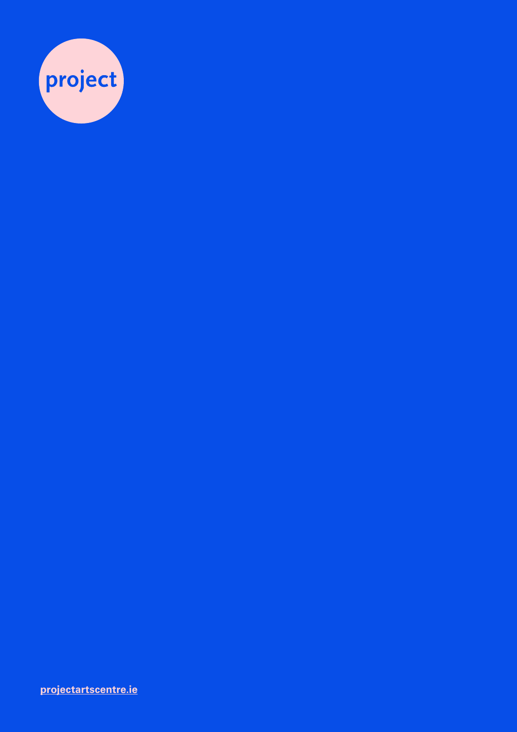project

projectartscentre.ie